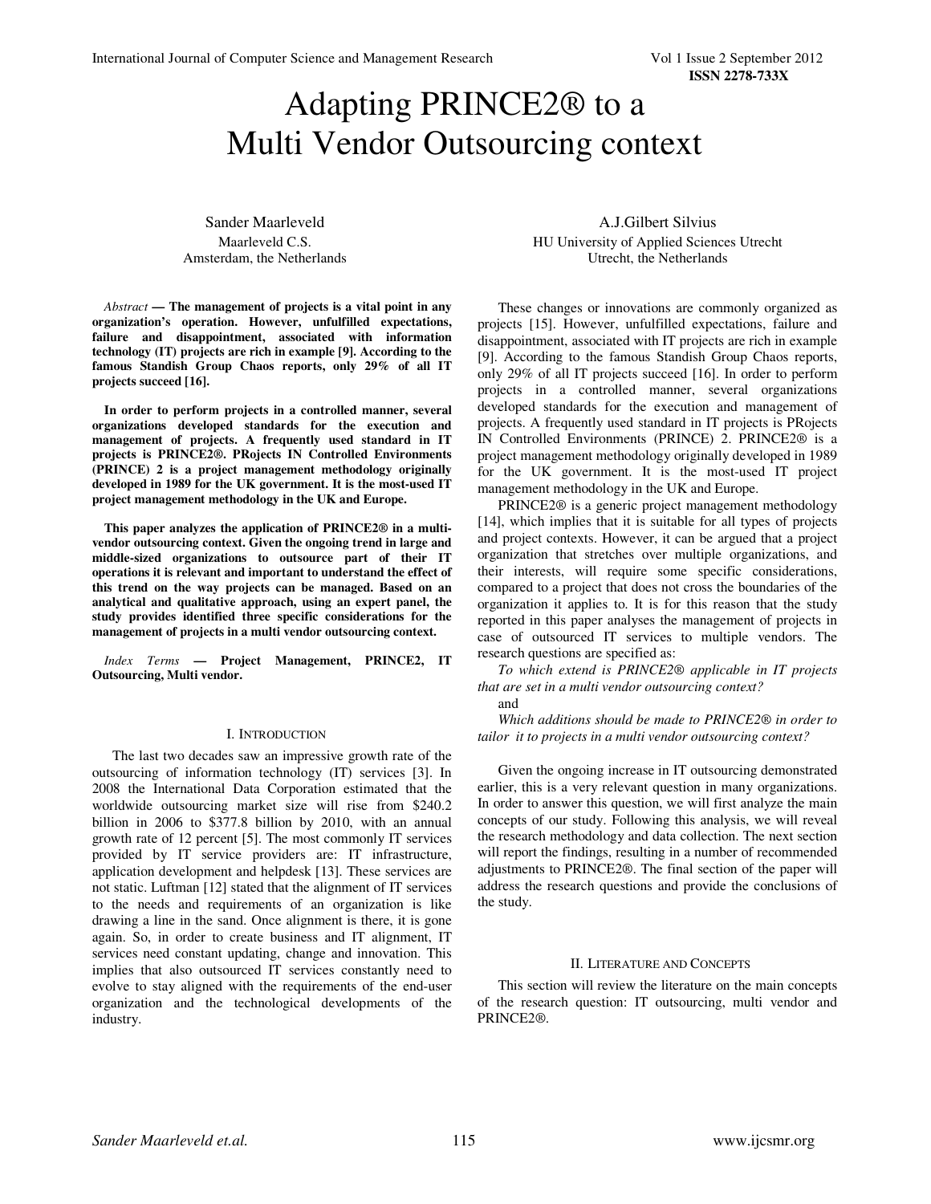# Adapting PRINCE2® to a Multi Vendor Outsourcing context

Sander Maarleveld
Maarleveld C.S.
Amsterdam, the Netherlands

A.J.Gilbert Silvius
HU University of Applied Sciences Utrecht
Utrecht, the Netherlands

*Abstract* **— The management of projects is a vital point in any organization's operation. However, unfulfilled expectations, failure and disappointment, associated with information technology (IT) projects are rich in example [9]. According to the famous Standish Group Chaos reports, only 29% of all IT projects succeed [16].**

**In order to perform projects in a controlled manner, several organizations developed standards for the execution and management of projects. A frequently used standard in IT projects is PRINCE2®. PRojects IN Controlled Environments (PRINCE) 2 is a project management methodology originally developed in 1989 for the UK government. It is the most-used IT project management methodology in the UK and Europe.**

**This paper analyzes the application of PRINCE2® in a multi-vendor outsourcing context. Given the ongoing trend in large and middle-sized organizations to outsource part of their IT operations it is relevant and important to understand the effect of this trend on the way projects can be managed. Based on an analytical and qualitative approach, using an expert panel, the study provides identified three specific considerations for the management of projects in a multi vendor outsourcing context.**

*Index Terms* **— Project Management, PRINCE2, IT Outsourcing, Multi vendor.**

## I. Introduction

The last two decades saw an impressive growth rate of the outsourcing of information technology (IT) services [3]. In 2008 the International Data Corporation estimated that the worldwide outsourcing market size will rise from $240.2 billion in 2006 to $377.8 billion by 2010, with an annual growth rate of 12 percent [5]. The most commonly IT services provided by IT service providers are: IT infrastructure, application development and helpdesk [13]. These services are not static. Luftman [12] stated that the alignment of IT services to the needs and requirements of an organization is like drawing a line in the sand. Once alignment is there, it is gone again. So, in order to create business and IT alignment, IT services need constant updating, change and innovation. This implies that also outsourced IT services constantly need to evolve to stay aligned with the requirements of the end-user organization and the technological developments of the industry.

These changes or innovations are commonly organized as projects [15]. However, unfulfilled expectations, failure and disappointment, associated with IT projects are rich in example [9]. According to the famous Standish Group Chaos reports, only 29% of all IT projects succeed [16]. In order to perform projects in a controlled manner, several organizations developed standards for the execution and management of projects. A frequently used standard in IT projects is PRojects IN Controlled Environments (PRINCE) 2. PRINCE2® is a project management methodology originally developed in 1989 for the UK government. It is the most-used IT project management methodology in the UK and Europe.

PRINCE2® is a generic project management methodology [14], which implies that it is suitable for all types of projects and project contexts. However, it can be argued that a project organization that stretches over multiple organizations, and their interests, will require some specific considerations, compared to a project that does not cross the boundaries of the organization it applies to. It is for this reason that the study reported in this paper analyses the management of projects in case of outsourced IT services to multiple vendors. The research questions are specified as:

*To which extend is PRINCE2® applicable in IT projects that are set in a multi vendor outsourcing context?*

and

*Which additions should be made to PRINCE2® in order to tailor it to projects in a multi vendor outsourcing context?*

Given the ongoing increase in IT outsourcing demonstrated earlier, this is a very relevant question in many organizations. In order to answer this question, we will first analyze the main concepts of our study. Following this analysis, we will reveal the research methodology and data collection. The next section will report the findings, resulting in a number of recommended adjustments to PRINCE2®. The final section of the paper will address the research questions and provide the conclusions of the study.

## II. Literature and Concepts

This section will review the literature on the main concepts of the research question: IT outsourcing, multi vendor and PRINCE2®.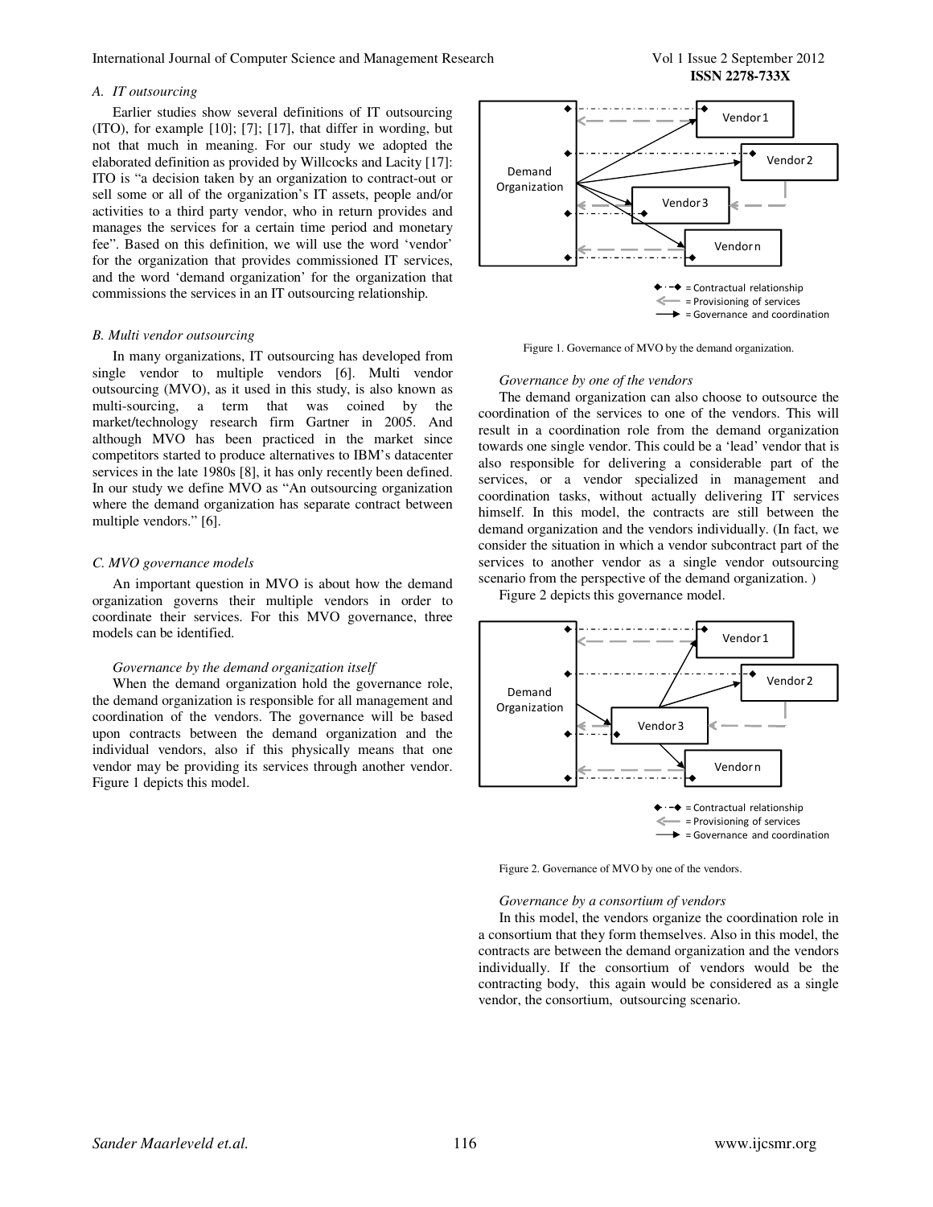*A. IT outsourcing*

Earlier studies show several definitions of IT outsourcing (ITO), for example [10]; [7]; [17], that differ in wording, but not that much in meaning. For our study we adopted the elaborated definition as provided by Willcocks and Lacity [17]: ITO is "a decision taken by an organization to contract-out or sell some or all of the organization's IT assets, people and/or activities to a third party vendor, who in return provides and manages the services for a certain time period and monetary fee". Based on this definition, we will use the word 'vendor' for the organization that provides commissioned IT services, and the word 'demand organization' for the organization that commissions the services in an IT outsourcing relationship.

*B. Multi vendor outsourcing*

In many organizations, IT outsourcing has developed from single vendor to multiple vendors [6]. Multi vendor outsourcing (MVO), as it used in this study, is also known as multi-sourcing, a term that was coined by the market/technology research firm Gartner in 2005. And although MVO has been practiced in the market since competitors started to produce alternatives to IBM's datacenter services in the late 1980s [8], it has only recently been defined. In our study we define MVO as "An outsourcing organization where the demand organization has separate contract between multiple vendors." [6].

*C. MVO governance models*

An important question in MVO is about how the demand organization governs their multiple vendors in order to coordinate their services. For this MVO governance, three models can be identified.

*Governance by the demand organization itself*

When the demand organization hold the governance role, the demand organization is responsible for all management and coordination of the vendors. The governance will be based upon contracts between the demand organization and the individual vendors, also if this physically means that one vendor may be providing its services through another vendor. Figure 1 depicts this model.

Figure 1. Governance of MVO by the demand organization.

*Governance by one of the vendors*

The demand organization can also choose to outsource the coordination of the services to one of the vendors. This will result in a coordination role from the demand organization towards one single vendor. This could be a 'lead' vendor that is also responsible for delivering a considerable part of the services, or a vendor specialized in management and coordination tasks, without actually delivering IT services himself. In this model, the contracts are still between the demand organization and the vendors individually. (In fact, we consider the situation in which a vendor subcontract part of the services to another vendor as a single vendor outsourcing scenario from the perspective of the demand organization. )

Figure 2 depicts this governance model.

Figure 2. Governance of MVO by one of the vendors.

*Governance by a consortium of vendors*

In this model, the vendors organize the coordination role in a consortium that they form themselves. Also in this model, the contracts are between the demand organization and the vendors individually. If the consortium of vendors would be the contracting body, this again would be considered as a single vendor, the consortium, outsourcing scenario.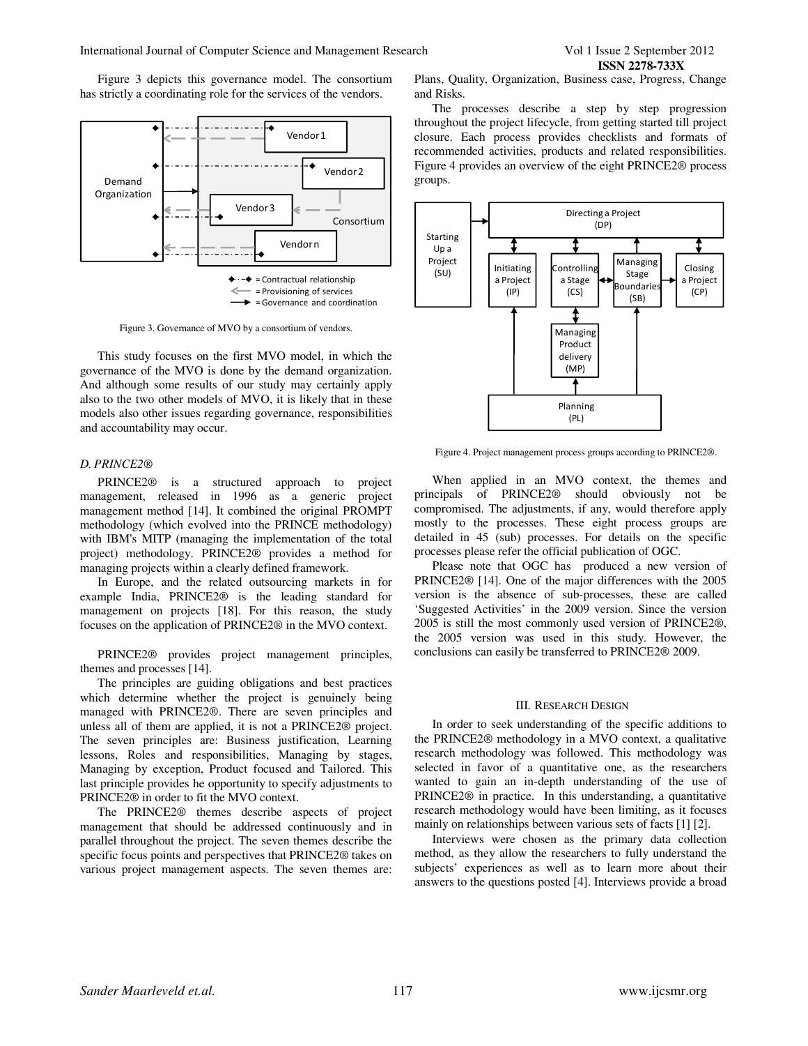Figure 3 depicts this governance model. The consortium has strictly a coordinating role for the services of the vendors.

Figure 3. Governance of MVO by a consortium of vendors.

This study focuses on the first MVO model, in which the governance of the MVO is done by the demand organization. And although some results of our study may certainly apply also to the two other models of MVO, it is likely that in these models also other issues regarding governance, responsibilities and accountability may occur.

### *D. PRINCE2®*

PRINCE2® is a structured approach to project management, released in 1996 as a generic project management method [14]. It combined the original PROMPT methodology (which evolved into the PRINCE methodology) with IBM's MITP (managing the implementation of the total project) methodology. PRINCE2® provides a method for managing projects within a clearly defined framework.

In Europe, and the related outsourcing markets in for example India, PRINCE2® is the leading standard for management on projects [18]. For this reason, the study focuses on the application of PRINCE2® in the MVO context.

PRINCE2® provides project management principles, themes and processes [14].

The principles are guiding obligations and best practices which determine whether the project is genuinely being managed with PRINCE2®. There are seven principles and unless all of them are applied, it is not a PRINCE2® project. The seven principles are: Business justification, Learning lessons, Roles and responsibilities, Managing by stages, Managing by exception, Product focused and Tailored. This last principle provides he opportunity to specify adjustments to PRINCE2® in order to fit the MVO context.

The PRINCE2® themes describe aspects of project management that should be addressed continuously and in parallel throughout the project. The seven themes describe the specific focus points and perspectives that PRINCE2® takes on various project management aspects. The seven themes are: Plans, Quality, Organization, Business case, Progress, Change and Risks.

The processes describe a step by step progression throughout the project lifecycle, from getting started till project closure. Each process provides checklists and formats of recommended activities, products and related responsibilities. Figure 4 provides an overview of the eight PRINCE2® process groups.

Figure 4. Project management process groups according to PRINCE2®.

When applied in an MVO context, the themes and principals of PRINCE2® should obviously not be compromised. The adjustments, if any, would therefore apply mostly to the processes. These eight process groups are detailed in 45 (sub) processes. For details on the specific processes please refer the official publication of OGC.

Please note that OGC has produced a new version of PRINCE2® [14]. One of the major differences with the 2005 version is the absence of sub-processes, these are called 'Suggested Activities' in the 2009 version. Since the version 2005 is still the most commonly used version of PRINCE2®, the 2005 version was used in this study. However, the conclusions can easily be transferred to PRINCE2® 2009.

## III. Research Design

In order to seek understanding of the specific additions to the PRINCE2® methodology in a MVO context, a qualitative research methodology was followed. This methodology was selected in favor of a quantitative one, as the researchers wanted to gain an in-depth understanding of the use of PRINCE2® in practice. In this understanding, a quantitative research methodology would have been limiting, as it focuses mainly on relationships between various sets of facts [1] [2].

Interviews were chosen as the primary data collection method, as they allow the researchers to fully understand the subjects' experiences as well as to learn more about their answers to the questions posted [4]. Interviews provide a broad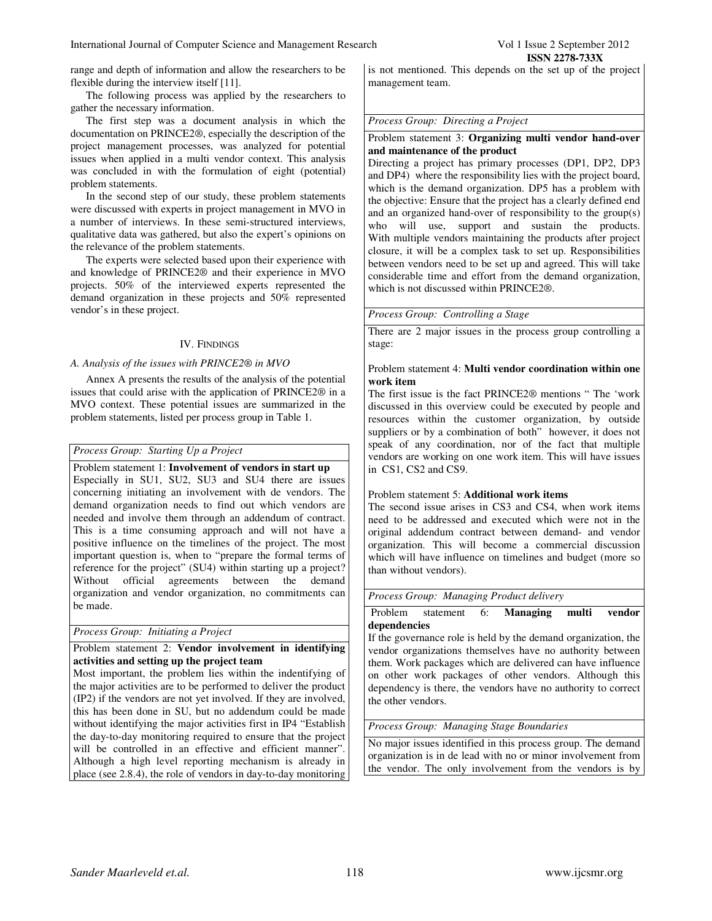range and depth of information and allow the researchers to be flexible during the interview itself [11].

The following process was applied by the researchers to gather the necessary information.

The first step was a document analysis in which the documentation on PRINCE2®, especially the description of the project management processes, was analyzed for potential issues when applied in a multi vendor context. This analysis was concluded in with the formulation of eight (potential) problem statements.

In the second step of our study, these problem statements were discussed with experts in project management in MVO in a number of interviews. In these semi-structured interviews, qualitative data was gathered, but also the expert's opinions on the relevance of the problem statements.

The experts were selected based upon their experience with and knowledge of PRINCE2® and their experience in MVO projects. 50% of the interviewed experts represented the demand organization in these projects and 50% represented vendor's in these project.

## IV. Findings

### A. Analysis of the issues with PRINCE2® in MVO

Annex A presents the results of the analysis of the potential issues that could arise with the application of PRINCE2® in a MVO context. These potential issues are summarized in the problem statements, listed per process group in Table 1.

| *Process Group: Starting Up a Project* |
|---|
| Problem statement 1: **Involvement of vendors in start up**<br>Especially in SU1, SU2, SU3 and SU4 there are issues concerning initiating an involvement with de vendors. The demand organization needs to find out which vendors are needed and involve them through an addendum of contract. This is a time consuming approach and will not have a positive influence on the timelines of the project. The most important question is, when to "prepare the formal terms of reference for the project" (SU4) within starting up a project? Without official agreements between the demand organization and vendor organization, no commitments can be made. |
| *Process Group: Initiating a Project* |
| Problem statement 2: **Vendor involvement in identifying activities and setting up the project team**<br>Most important, the problem lies within the indentifying of the major activities are to be performed to deliver the product (IP2) if the vendors are not yet involved. If they are involved, this has been done in SU, but no addendum could be made without identifying the major activities first in IP4 "Establish the day-to-day monitoring required to ensure that the project will be controlled in an effective and efficient manner". Although a high level reporting mechanism is already in place (see 2.8.4), the role of vendors in day-to-day monitoring is not mentioned. This depends on the set up of the project management team. |
| *Process Group: Directing a Project* |
| Problem statement 3: **Organizing multi vendor hand-over and maintenance of the product**<br>Directing a project has primary processes (DP1, DP2, DP3 and DP4) where the responsibility lies with the project board, which is the demand organization. DP5 has a problem with the objective: Ensure that the project has a clearly defined end and an organized hand-over of responsibility to the group(s) who will use, support and sustain the products. With multiple vendors maintaining the products after project closure, it will be a complex task to set up. Responsibilities between vendors need to be set up and agreed. This will take considerable time and effort from the demand organization, which is not discussed within PRINCE2®. |
| *Process Group: Controlling a Stage* |
| There are 2 major issues in the process group controlling a stage:<br><br>Problem statement 4: **Multi vendor coordination within one work item**<br>The first issue is the fact PRINCE2® mentions " The 'work discussed in this overview could be executed by people and resources within the customer organization, by outside suppliers or by a combination of both" however, it does not speak of any coordination, nor of the fact that multiple vendors are working on one work item. This will have issues in CS1, CS2 and CS9.<br><br>Problem statement 5: **Additional work items**<br>The second issue arises in CS3 and CS4, when work items need to be addressed and executed which were not in the original addendum contract between demand- and vendor organization. This will become a commercial discussion which will have influence on timelines and budget (more so than without vendors). |
| *Process Group: Managing Product delivery* |
| Problem statement 6: **Managing multi vendor dependencies**<br>If the governance role is held by the demand organization, the vendor organizations themselves have no authority between them. Work packages which are delivered can have influence on other work packages of other vendors. Although this dependency is there, the vendors have no authority to correct the other vendors. |
| *Process Group: Managing Stage Boundaries* |
| No major issues identified in this process group. The demand organization is in de lead with no or minor involvement from the vendor. The only involvement from the vendors is by |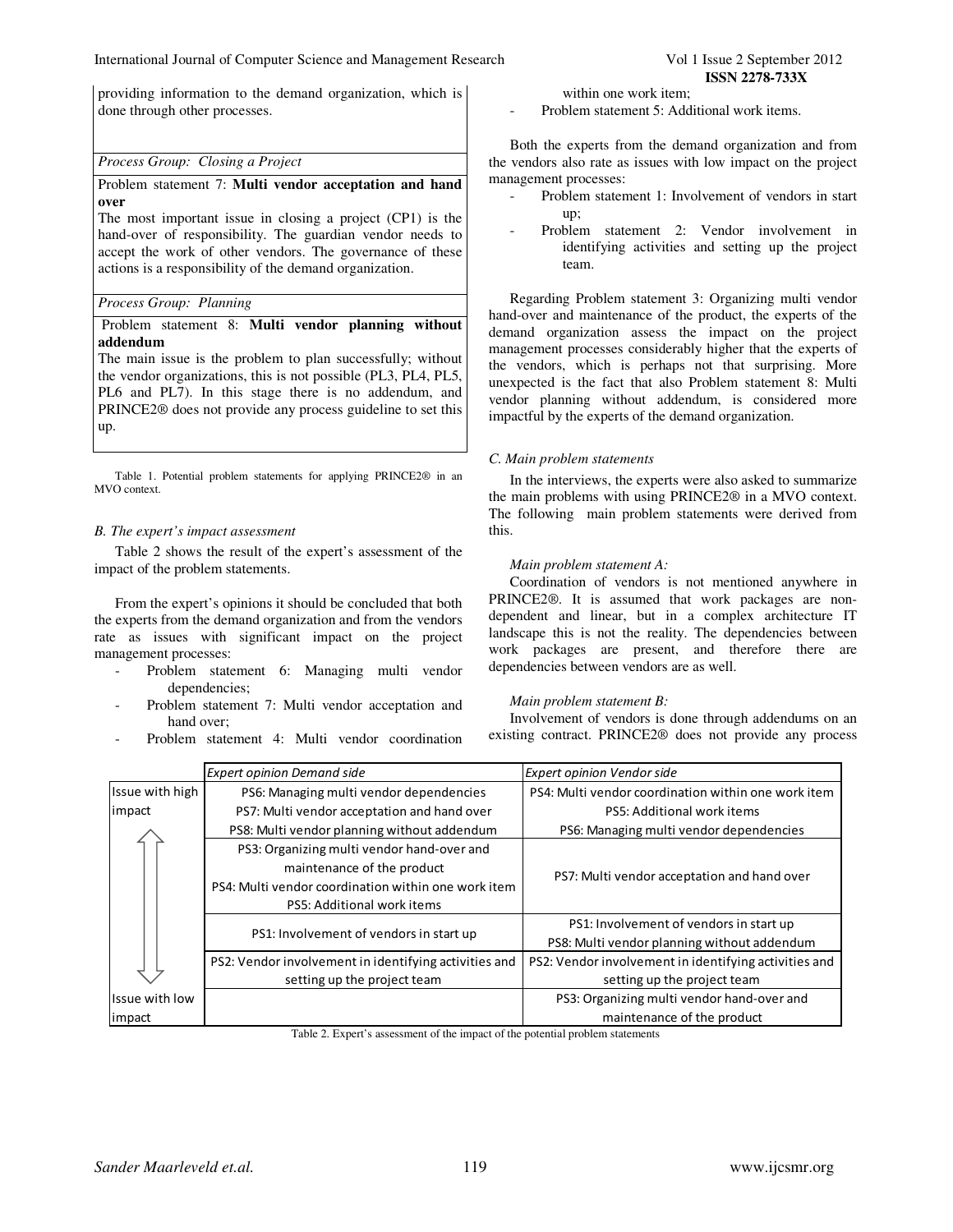providing information to the demand organization, which is done through other processes.

| *Process Group: Closing a Project* |
|---|
| Problem statement 7: **Multi vendor acceptation and hand over**<br>The most important issue in closing a project (CP1) is the hand-over of responsibility. The guardian vendor needs to accept the work of other vendors. The governance of these actions is a responsibility of the demand organization. |
| *Process Group: Planning* |
| Problem statement 8: **Multi vendor planning without addendum**<br>The main issue is the problem to plan successfully; without the vendor organizations, this is not possible (PL3, PL4, PL5, PL6 and PL7). In this stage there is no addendum, and PRINCE2® does not provide any process guideline to set this up. |

Table 1. Potential problem statements for applying PRINCE2® in an MVO context.

### *B. The expert's impact assessment*

Table 2 shows the result of the expert's assessment of the impact of the problem statements.

From the expert's opinions it should be concluded that both the experts from the demand organization and from the vendors rate as issues with significant impact on the project management processes:

- Problem statement 6: Managing multi vendor dependencies;
- Problem statement 7: Multi vendor acceptation and hand over;
- Problem statement 4: Multi vendor coordination within one work item;
- Problem statement 5: Additional work items.

Both the experts from the demand organization and from the vendors also rate as issues with low impact on the project management processes:

- Problem statement 1: Involvement of vendors in start up;
- Problem statement 2: Vendor involvement in identifying activities and setting up the project team.

Regarding Problem statement 3: Organizing multi vendor hand-over and maintenance of the product, the experts of the demand organization assess the impact on the project management processes considerably higher that the experts of the vendors, which is perhaps not that surprising. More unexpected is the fact that also Problem statement 8: Multi vendor planning without addendum, is considered more impactful by the experts of the demand organization.

### *C. Main problem statements*

In the interviews, the experts were also asked to summarize the main problems with using PRINCE2® in a MVO context. The following main problem statements were derived from this.

*Main problem statement A:*

Coordination of vendors is not mentioned anywhere in PRINCE2®. It is assumed that work packages are non-dependent and linear, but in a complex architecture IT landscape this is not the reality. The dependencies between work packages are present, and therefore there are dependencies between vendors are as well.

*Main problem statement B:*

Involvement of vendors is done through addendums on an existing contract. PRINCE2® does not provide any process

| | *Expert opinion Demand side* | *Expert opinion Vendor side* |
|---|---|---|
| Issue with high impact | PS6: Managing multi vendor dependencies<br>PS7: Multi vendor acceptation and hand over<br>PS8: Multi vendor planning without addendum | PS4: Multi vendor coordination within one work item<br>PS5: Additional work items<br>PS6: Managing multi vendor dependencies |
| ↕ | PS3: Organizing multi vendor hand-over and maintenance of the product<br>PS4: Multi vendor coordination within one work item<br>PS5: Additional work items | PS7: Multi vendor acceptation and hand over |
| | PS1: Involvement of vendors in start up | PS1: Involvement of vendors in start up<br>PS8: Multi vendor planning without addendum |
| | PS2: Vendor involvement in identifying activities and setting up the project team | PS2: Vendor involvement in identifying activities and setting up the project team |
| Issue with low impact | | PS3: Organizing multi vendor hand-over and maintenance of the product |

Table 2. Expert's assessment of the impact of the potential problem statements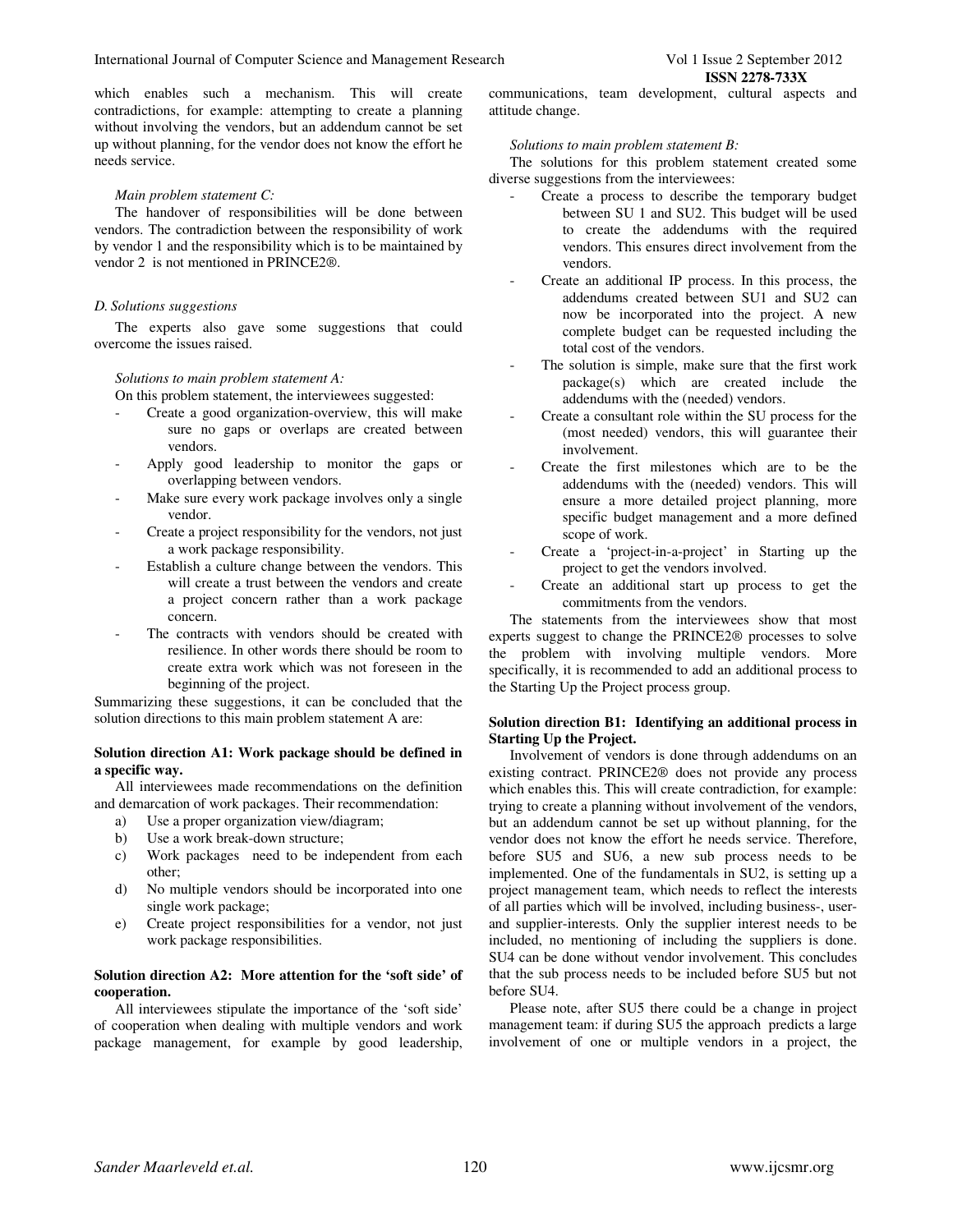which enables such a mechanism. This will create contradictions, for example: attempting to create a planning without involving the vendors, but an addendum cannot be set up without planning, for the vendor does not know the effort he needs service.

*Main problem statement C:*

The handover of responsibilities will be done between vendors. The contradiction between the responsibility of work by vendor 1 and the responsibility which is to be maintained by vendor 2 is not mentioned in PRINCE2®.

### *D. Solutions suggestions*

The experts also gave some suggestions that could overcome the issues raised.

*Solutions to main problem statement A:*

On this problem statement, the interviewees suggested:

- Create a good organization-overview, this will make sure no gaps or overlaps are created between vendors.
- Apply good leadership to monitor the gaps or overlapping between vendors.
- Make sure every work package involves only a single vendor.
- Create a project responsibility for the vendors, not just a work package responsibility.
- Establish a culture change between the vendors. This will create a trust between the vendors and create a project concern rather than a work package concern.
- The contracts with vendors should be created with resilience. In other words there should be room to create extra work which was not foreseen in the beginning of the project.

Summarizing these suggestions, it can be concluded that the solution directions to this main problem statement A are:

**Solution direction A1: Work package should be defined in a specific way.**

All interviewees made recommendations on the definition and demarcation of work packages. Their recommendation:

a) Use a proper organization view/diagram;
b) Use a work break-down structure;
c) Work packages need to be independent from each other;
d) No multiple vendors should be incorporated into one single work package;
e) Create project responsibilities for a vendor, not just work package responsibilities.

**Solution direction A2: More attention for the 'soft side' of cooperation.**

All interviewees stipulate the importance of the 'soft side' of cooperation when dealing with multiple vendors and work package management, for example by good leadership, communications, team development, cultural aspects and attitude change.

*Solutions to main problem statement B:*

The solutions for this problem statement created some diverse suggestions from the interviewees:

- Create a process to describe the temporary budget between SU 1 and SU2. This budget will be used to create the addendums with the required vendors. This ensures direct involvement from the vendors.
- Create an additional IP process. In this process, the addendums created between SU1 and SU2 can now be incorporated into the project. A new complete budget can be requested including the total cost of the vendors.
- The solution is simple, make sure that the first work package(s) which are created include the addendums with the (needed) vendors.
- Create a consultant role within the SU process for the (most needed) vendors, this will guarantee their involvement.
- Create the first milestones which are to be the addendums with the (needed) vendors. This will ensure a more detailed project planning, more specific budget management and a more defined scope of work.
- Create a 'project-in-a-project' in Starting up the project to get the vendors involved.
- Create an additional start up process to get the commitments from the vendors.

The statements from the interviewees show that most experts suggest to change the PRINCE2® processes to solve the problem with involving multiple vendors. More specifically, it is recommended to add an additional process to the Starting Up the Project process group.

**Solution direction B1: Identifying an additional process in Starting Up the Project.**

Involvement of vendors is done through addendums on an existing contract. PRINCE2® does not provide any process which enables this. This will create contradiction, for example: trying to create a planning without involvement of the vendors, but an addendum cannot be set up without planning, for the vendor does not know the effort he needs service. Therefore, before SU5 and SU6, a new sub process needs to be implemented. One of the fundamentals in SU2, is setting up a project management team, which needs to reflect the interests of all parties which will be involved, including business-, user- and supplier-interests. Only the supplier interest needs to be included, no mentioning of including the suppliers is done. SU4 can be done without vendor involvement. This concludes that the sub process needs to be included before SU5 but not before SU4.

Please note, after SU5 there could be a change in project management team: if during SU5 the approach predicts a large involvement of one or multiple vendors in a project, the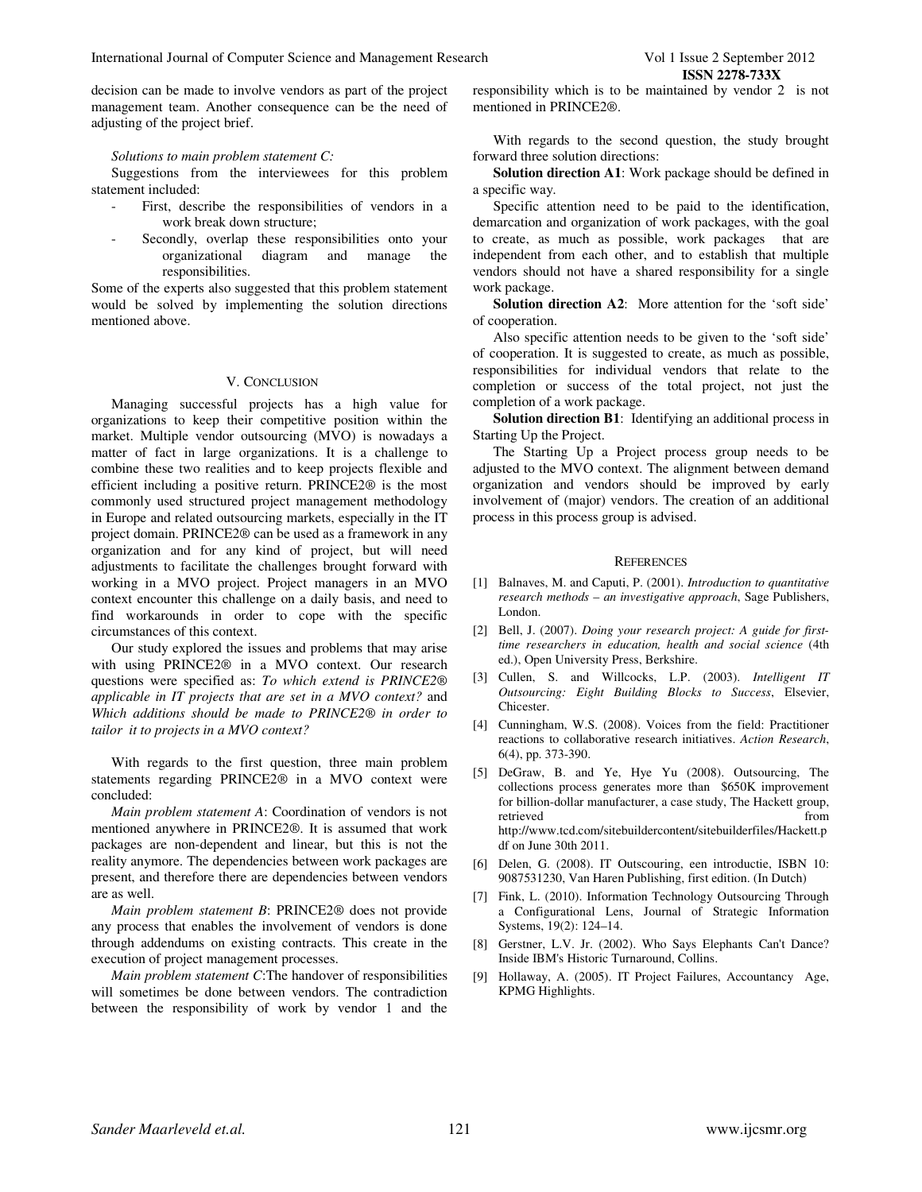decision can be made to involve vendors as part of the project management team. Another consequence can be the need of adjusting of the project brief.

*Solutions to main problem statement C:*

Suggestions from the interviewees for this problem statement included:

- First, describe the responsibilities of vendors in a work break down structure;
- Secondly, overlap these responsibilities onto your organizational diagram and manage the responsibilities.

Some of the experts also suggested that this problem statement would be solved by implementing the solution directions mentioned above.

## V. Conclusion

Managing successful projects has a high value for organizations to keep their competitive position within the market. Multiple vendor outsourcing (MVO) is nowadays a matter of fact in large organizations. It is a challenge to combine these two realities and to keep projects flexible and efficient including a positive return. PRINCE2® is the most commonly used structured project management methodology in Europe and related outsourcing markets, especially in the IT project domain. PRINCE2® can be used as a framework in any organization and for any kind of project, but will need adjustments to facilitate the challenges brought forward with working in a MVO project. Project managers in an MVO context encounter this challenge on a daily basis, and need to find workarounds in order to cope with the specific circumstances of this context.

Our study explored the issues and problems that may arise with using PRINCE2® in a MVO context. Our research questions were specified as: *To which extend is PRINCE2® applicable in IT projects that are set in a MVO context?* and *Which additions should be made to PRINCE2® in order to tailor it to projects in a MVO context?*

With regards to the first question, three main problem statements regarding PRINCE2® in a MVO context were concluded:

*Main problem statement A*: Coordination of vendors is not mentioned anywhere in PRINCE2®. It is assumed that work packages are non-dependent and linear, but this is not the reality anymore. The dependencies between work packages are present, and therefore there are dependencies between vendors are as well.

*Main problem statement B*: PRINCE2® does not provide any process that enables the involvement of vendors is done through addendums on existing contracts. This create in the execution of project management processes.

*Main problem statement C*:The handover of responsibilities will sometimes be done between vendors. The contradiction between the responsibility of work by vendor 1 and the responsibility which is to be maintained by vendor 2 is not mentioned in PRINCE2®.

With regards to the second question, the study brought forward three solution directions:

**Solution direction A1**: Work package should be defined in a specific way.

Specific attention need to be paid to the identification, demarcation and organization of work packages, with the goal to create, as much as possible, work packages that are independent from each other, and to establish that multiple vendors should not have a shared responsibility for a single work package.

**Solution direction A2**: More attention for the 'soft side' of cooperation.

Also specific attention needs to be given to the 'soft side' of cooperation. It is suggested to create, as much as possible, responsibilities for individual vendors that relate to the completion or success of the total project, not just the completion of a work package.

**Solution direction B1**: Identifying an additional process in Starting Up the Project.

The Starting Up a Project process group needs to be adjusted to the MVO context. The alignment between demand organization and vendors should be improved by early involvement of (major) vendors. The creation of an additional process in this process group is advised.

## References

[1] Balnaves, M. and Caputi, P. (2001). *Introduction to quantitative research methods – an investigative approach*, Sage Publishers, London.

[2] Bell, J. (2007). *Doing your research project: A guide for first-time researchers in education, health and social science* (4th ed.), Open University Press, Berkshire.

[3] Cullen, S. and Willcocks, L.P. (2003). *Intelligent IT Outsourcing: Eight Building Blocks to Success*, Elsevier, Chicester.

[4] Cunningham, W.S. (2008). Voices from the field: Practitioner reactions to collaborative research initiatives. *Action Research*, 6(4), pp. 373-390.

[5] DeGraw, B. and Ye, Hye Yu (2008). Outsourcing, The collections process generates more than $650K improvement for billion-dollar manufacturer, a case study, The Hackett group, retrieved from http://www.tcd.com/sitebuildercontent/sitebuilderfiles/Hackett.pdf on June 30th 2011.

[6] Delen, G. (2008). IT Outscouring, een introductie, ISBN 10: 9087531230, Van Haren Publishing, first edition. (In Dutch)

[7] Fink, L. (2010). Information Technology Outsourcing Through a Configurational Lens, Journal of Strategic Information Systems, 19(2): 124–14.

[8] Gerstner, L.V. Jr. (2002). Who Says Elephants Can't Dance? Inside IBM's Historic Turnaround, Collins.

[9] Hollaway, A. (2005). IT Project Failures, Accountancy Age, KPMG Highlights.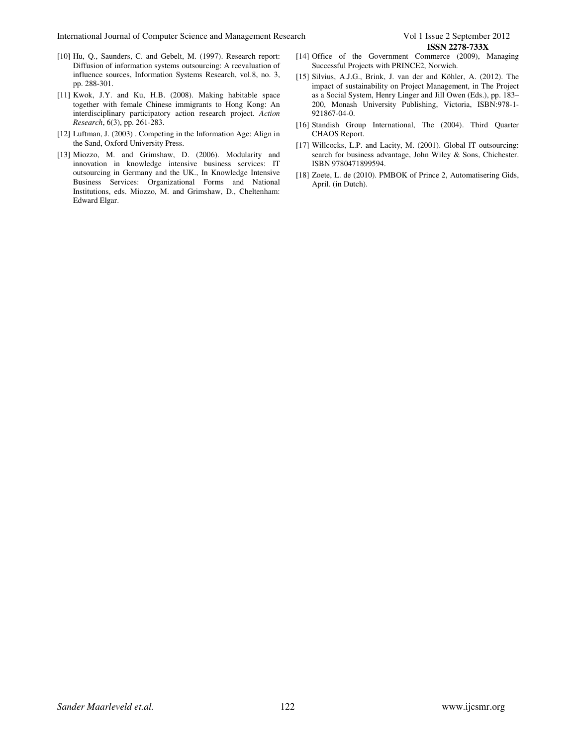[10] Hu, Q., Saunders, C. and Gebelt, M. (1997). Research report: Diffusion of information systems outsourcing: A reevaluation of influence sources, Information Systems Research, vol.8, no. 3, pp. 288-301.

[11] Kwok, J.Y. and Ku, H.B. (2008). Making habitable space together with female Chinese immigrants to Hong Kong: An interdisciplinary participatory action research project. *Action Research*, 6(3), pp. 261-283.

[12] Luftman, J. (2003) . Competing in the Information Age: Align in the Sand, Oxford University Press.

[13] Miozzo, M. and Grimshaw, D. (2006). Modularity and innovation in knowledge intensive business services: IT outsourcing in Germany and the UK., In Knowledge Intensive Business Services: Organizational Forms and National Institutions, eds. Miozzo, M. and Grimshaw, D., Cheltenham: Edward Elgar.

[14] Office of the Government Commerce (2009), Managing Successful Projects with PRINCE2, Norwich.

[15] Silvius, A.J.G., Brink, J. van der and Köhler, A. (2012). The impact of sustainability on Project Management, in The Project as a Social System, Henry Linger and Jill Owen (Eds.), pp. 183–200, Monash University Publishing, Victoria, ISBN:978-1-921867-04-0.

[16] Standish Group International, The (2004). Third Quarter CHAOS Report.

[17] Willcocks, L.P. and Lacity, M. (2001). Global IT outsourcing: search for business advantage, John Wiley & Sons, Chichester. ISBN 9780471899594.

[18] Zoete, L. de (2010). PMBOK of Prince 2, Automatisering Gids, April. (in Dutch).